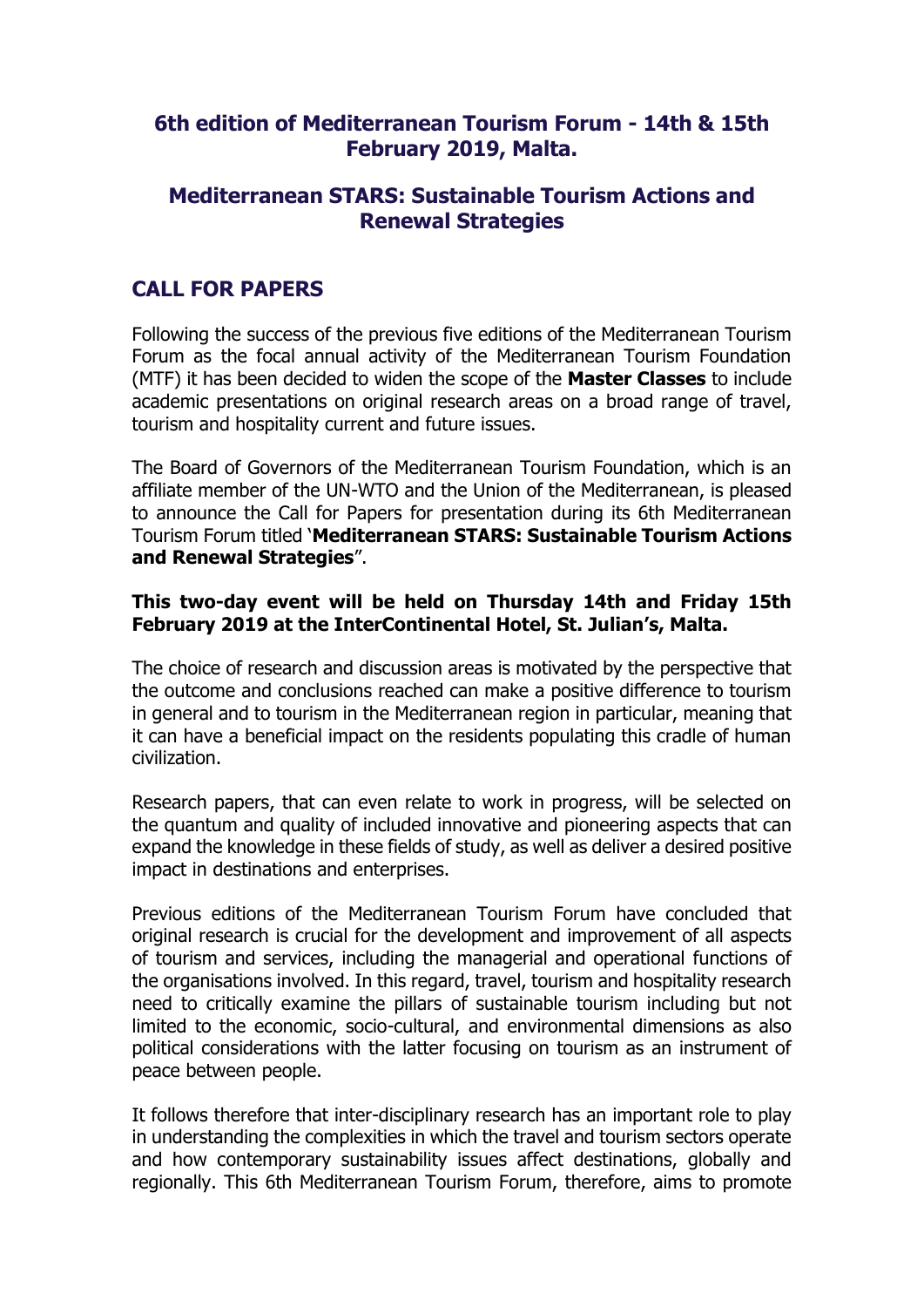## 6th edition of Mediterranean Tourism Forum - 14th & 15th February 2019, Malta.

## Mediterranean STARS: Sustainable Tourism Actions and Renewal Strategies

## CALL FOR PAPERS

Following the success of the previous five editions of the Mediterranean Tourism Forum as the focal annual activity of the Mediterranean Tourism Foundation (MTF) it has been decided to widen the scope of the **Master Classes** to include academic presentations on original research areas on a broad range of travel, tourism and hospitality current and future issues.

The Board of Governors of the Mediterranean Tourism Foundation, which is an affiliate member of the UN-WTO and the Union of the Mediterranean, is pleased to announce the Call for Papers for presentation during its 6th Mediterranean Tourism Forum titled '**Mediterranean STARS: Sustainable Tourism Actions and Renewal Strategies**".

**This two-day event will be held on Thursday 14th and Friday 15th February 2019 at the InterContinental Hotel, St. Julian's, Malta.**

The choice of research and discussion areas is motivated by the perspective that the outcome and conclusions reached can make a positive difference to tourism in general and to tourism in the Mediterranean region in particular, meaning that it can have a beneficial impact on the residents populating this cradle of human civilization.

Research papers, that can even relate to work in progress, will be selected on the quantum and quality of included innovative and pioneering aspects that can expand the knowledge in these fields of study, as well as deliver a desired positive impact in destinations and enterprises.

Previous editions of the Mediterranean Tourism Forum have concluded that original research is crucial for the development and improvement of all aspects of tourism and services, including the managerial and operational functions of the organisations involved. In this regard, travel, tourism and hospitality research need to critically examine the pillars of sustainable tourism including but not limited to the economic, socio-cultural, and environmental dimensions as also political considerations with the latter focusing on tourism as an instrument of peace between people.

It follows therefore that inter-disciplinary research has an important role to play in understanding the complexities in which the travel and tourism sectors operate and how contemporary sustainability issues affect destinations, globally and regionally. This 6th Mediterranean Tourism Forum, therefore, aims to promote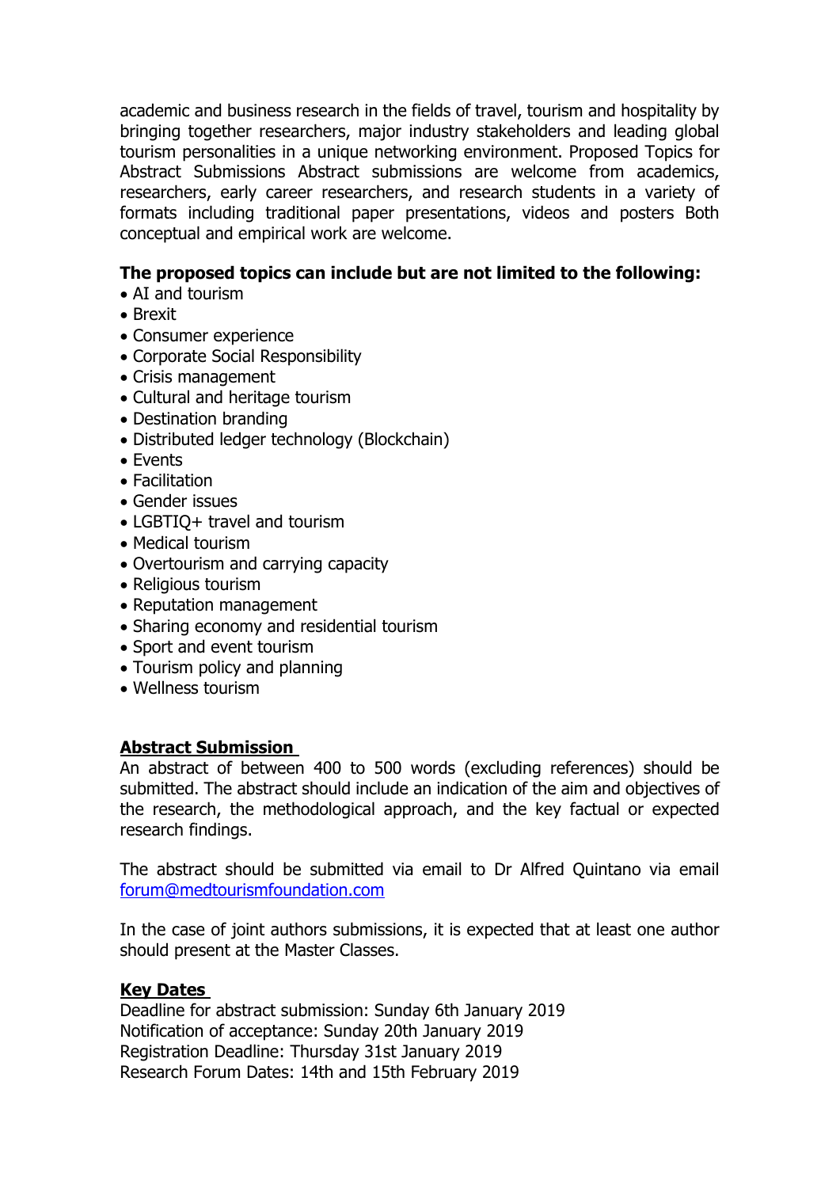academic and business research in the fields of travel, tourism and hospitality by bringing together researchers, major industry stakeholders and leading global tourism personalities in a unique networking environment. Proposed Topics for Abstract Submissions Abstract submissions are welcome from academics, researchers, early career researchers, and research students in a variety of formats including traditional paper presentations, videos and posters Both conceptual and empirical work are welcome.

**The proposed topics can include but are not limited to the following:**

- AI and tourism
- Brexit
- Consumer experience
- Corporate Social Responsibility
- Crisis management
- Cultural and heritage tourism
- Destination branding
- Distributed ledger technology (Blockchain)
- Events
- Facilitation
- Gender issues
- LGBTIQ+ travel and tourism
- Medical tourism
- Overtourism and carrying capacity
- Religious tourism
- Reputation management
- Sharing economy and residential tourism
- Sport and event tourism
- Tourism policy and planning
- Wellness tourism

**Abstract Submission**

An abstract of between 400 to 500 words (excluding references) should be submitted. The abstract should include an indication of the aim and objectives of the research, the methodological approach, and the key factual or expected research findings.

The abstract should be submitted via email to Dr Alfred Quintano via email forum@medtourismfoundation.com

In the case of joint authors submissions, it is expected that at least one author should present at the Master Classes.

**Key Dates**

Deadline for abstract submission: Sunday 6th January 2019
Notification of acceptance: Sunday 20th January 2019
Registration Deadline: Thursday 31st January 2019
Research Forum Dates: 14th and 15th February 2019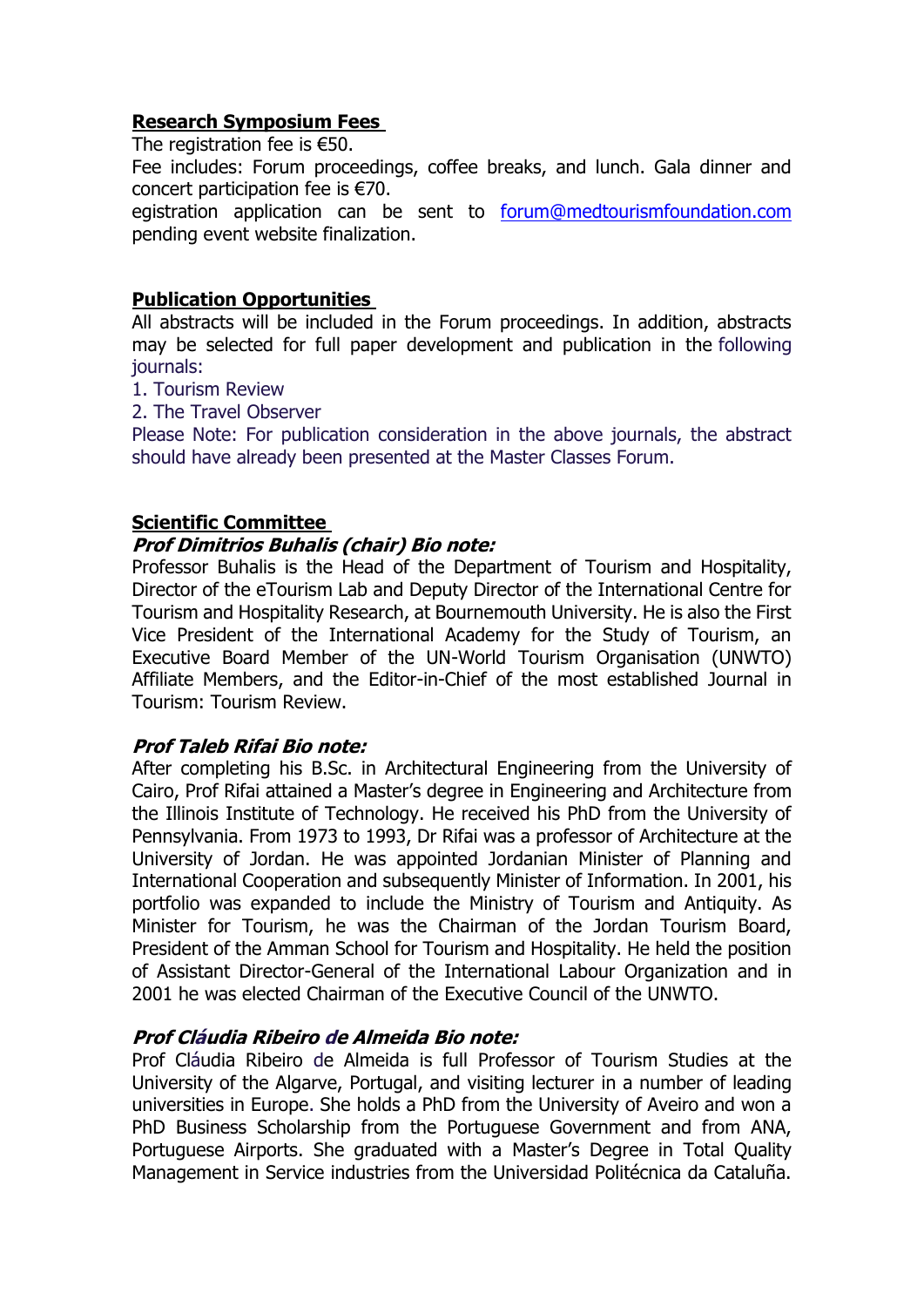**Research Symposium Fees**

The registration fee is €50.

Fee includes: Forum proceedings, coffee breaks, and lunch. Gala dinner and concert participation fee is €70.

egistration application can be sent to forum@medtourismfoundation.com pending event website finalization.

**Publication Opportunities**

All abstracts will be included in the Forum proceedings. In addition, abstracts may be selected for full paper development and publication in the following journals:

1. Tourism Review
2. The Travel Observer

Please Note: For publication consideration in the above journals, the abstract should have already been presented at the Master Classes Forum.

**Scientific Committee**

***Prof Dimitrios Buhalis (chair) Bio note:***

Professor Buhalis is the Head of the Department of Tourism and Hospitality, Director of the eTourism Lab and Deputy Director of the International Centre for Tourism and Hospitality Research, at Bournemouth University. He is also the First Vice President of the International Academy for the Study of Tourism, an Executive Board Member of the UN-World Tourism Organisation (UNWTO) Affiliate Members, and the Editor-in-Chief of the most established Journal in Tourism: Tourism Review.

***Prof Taleb Rifai Bio note:***

After completing his B.Sc. in Architectural Engineering from the University of Cairo, Prof Rifai attained a Master's degree in Engineering and Architecture from the Illinois Institute of Technology. He received his PhD from the University of Pennsylvania. From 1973 to 1993, Dr Rifai was a professor of Architecture at the University of Jordan. He was appointed Jordanian Minister of Planning and International Cooperation and subsequently Minister of Information. In 2001, his portfolio was expanded to include the Ministry of Tourism and Antiquity. As Minister for Tourism, he was the Chairman of the Jordan Tourism Board, President of the Amman School for Tourism and Hospitality. He held the position of Assistant Director-General of the International Labour Organization and in 2001 he was elected Chairman of the Executive Council of the UNWTO.

***Prof Cláudia Ribeiro de Almeida Bio note:***

Prof Cláudia Ribeiro de Almeida is full Professor of Tourism Studies at the University of the Algarve, Portugal, and visiting lecturer in a number of leading universities in Europe. She holds a PhD from the University of Aveiro and won a PhD Business Scholarship from the Portuguese Government and from ANA, Portuguese Airports. She graduated with a Master's Degree in Total Quality Management in Service industries from the Universidad Politécnica da Cataluña.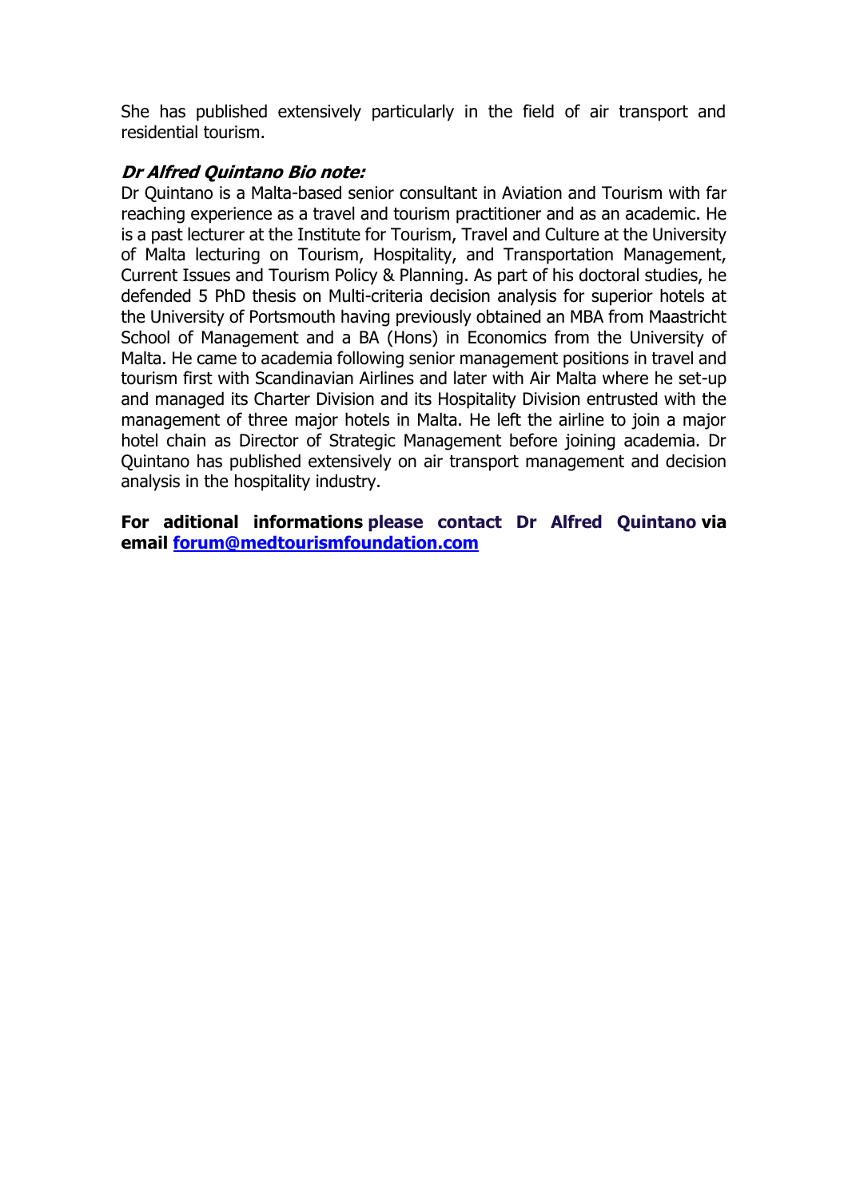She has published extensively particularly in the field of air transport and residential tourism.

***Dr Alfred Quintano Bio note:***

Dr Quintano is a Malta-based senior consultant in Aviation and Tourism with far reaching experience as a travel and tourism practitioner and as an academic. He is a past lecturer at the Institute for Tourism, Travel and Culture at the University of Malta lecturing on Tourism, Hospitality, and Transportation Management, Current Issues and Tourism Policy & Planning. As part of his doctoral studies, he defended 5 PhD thesis on Multi-criteria decision analysis for superior hotels at the University of Portsmouth having previously obtained an MBA from Maastricht School of Management and a BA (Hons) in Economics from the University of Malta. He came to academia following senior management positions in travel and tourism first with Scandinavian Airlines and later with Air Malta where he set-up and managed its Charter Division and its Hospitality Division entrusted with the management of three major hotels in Malta. He left the airline to join a major hotel chain as Director of Strategic Management before joining academia. Dr Quintano has published extensively on air transport management and decision analysis in the hospitality industry.

**For aditional informations please contact Dr Alfred Quintano via email [forum@medtourismfoundation.com](mailto:forum@medtourismfoundation.com)**